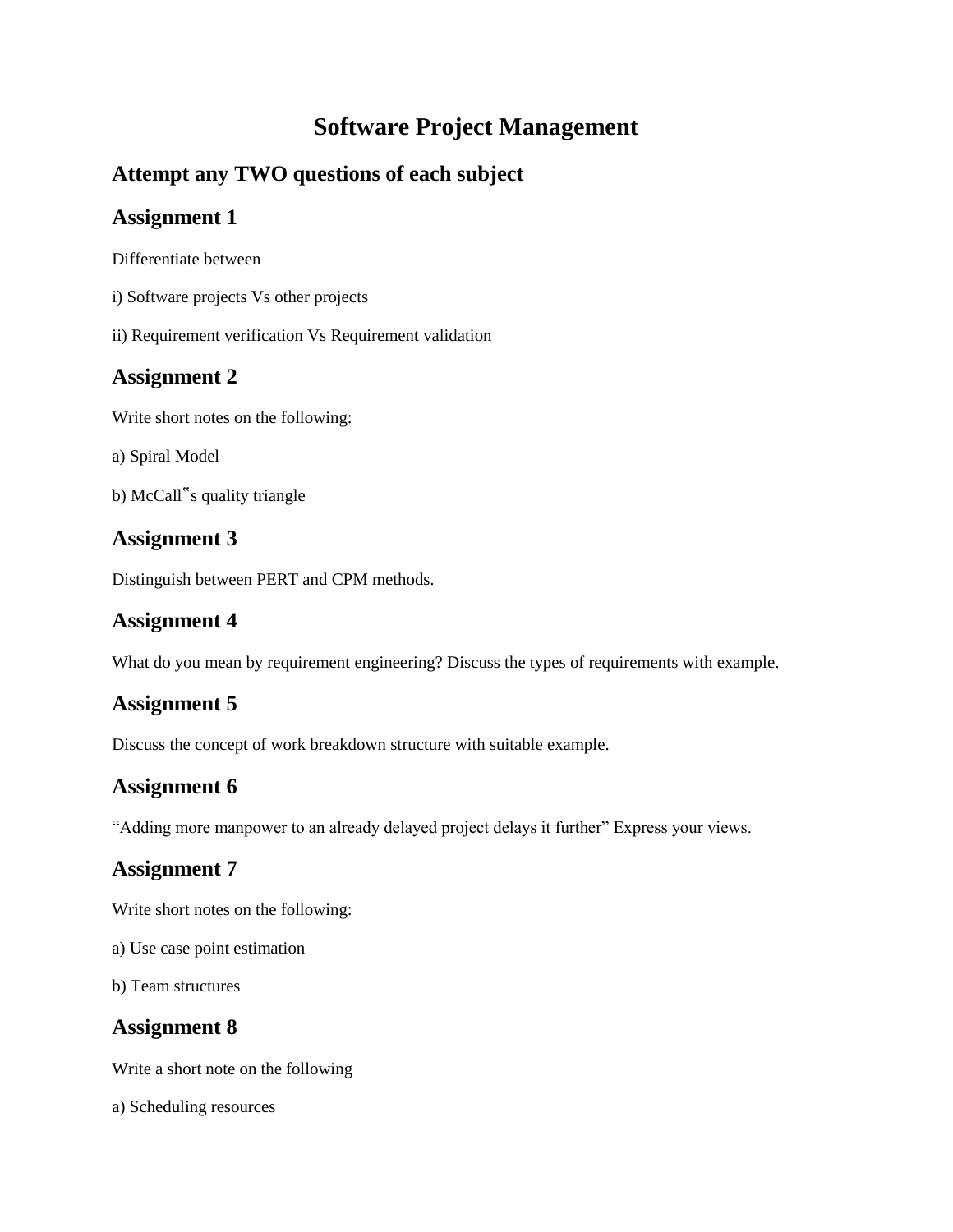# Software Project Management

## Attempt any TWO questions of each subject

## Assignment 1

Differentiate between

i) Software projects Vs other projects

ii) Requirement verification Vs Requirement validation

## Assignment 2

Write short notes on the following:

a) Spiral Model

b) McCall‟s quality triangle

## Assignment 3

Distinguish between PERT and CPM methods.

## Assignment 4

What do you mean by requirement engineering? Discuss the types of requirements with example.

## Assignment 5

Discuss the concept of work breakdown structure with suitable example.

## Assignment 6

"Adding more manpower to an already delayed project delays it further" Express your views.

## Assignment 7

Write short notes on the following:

a) Use case point estimation

b) Team structures

## Assignment 8

Write a short note on the following

a) Scheduling resources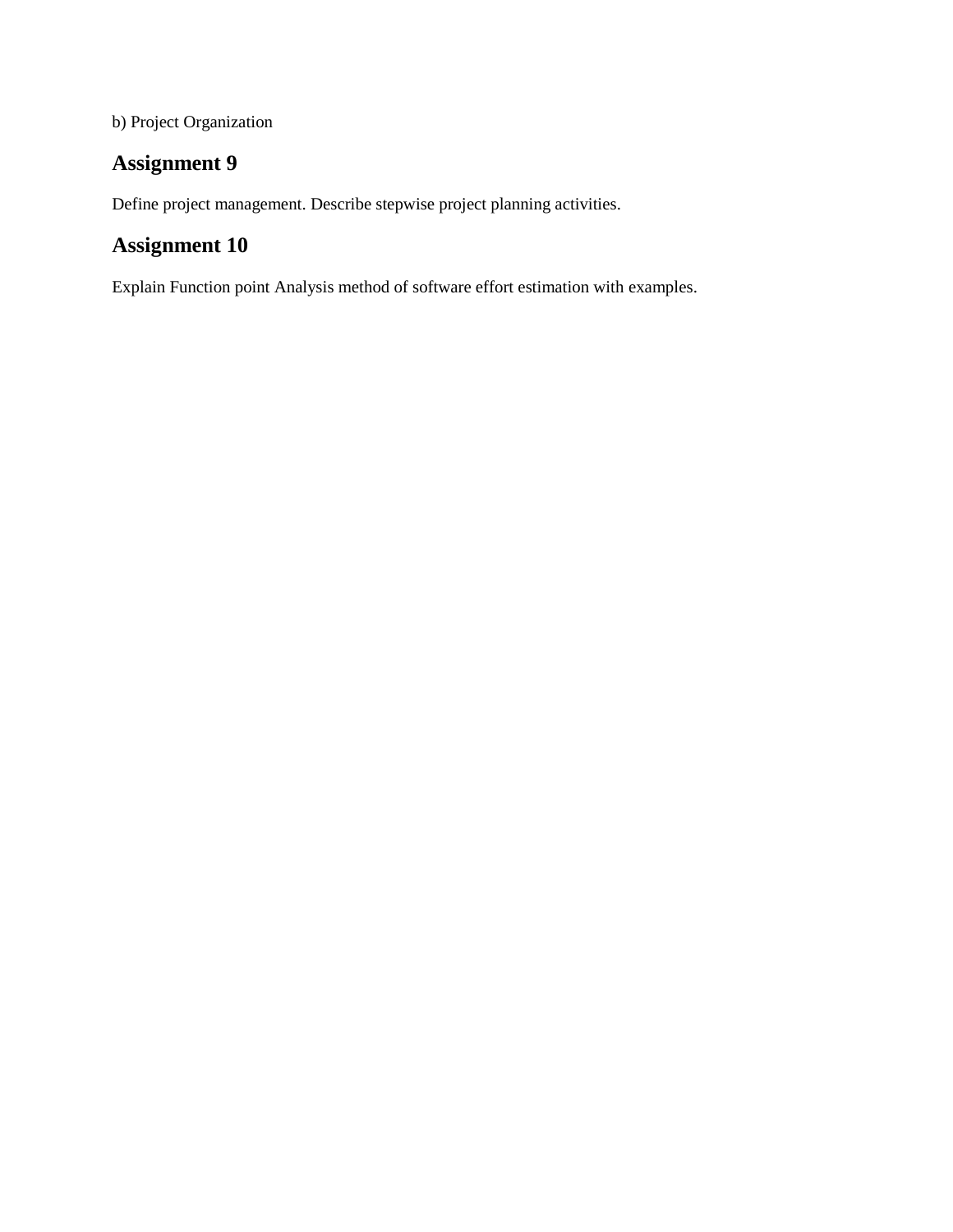b) Project Organization

## Assignment 9

Define project management. Describe stepwise project planning activities.

## Assignment 10

Explain Function point Analysis method of software effort estimation with examples.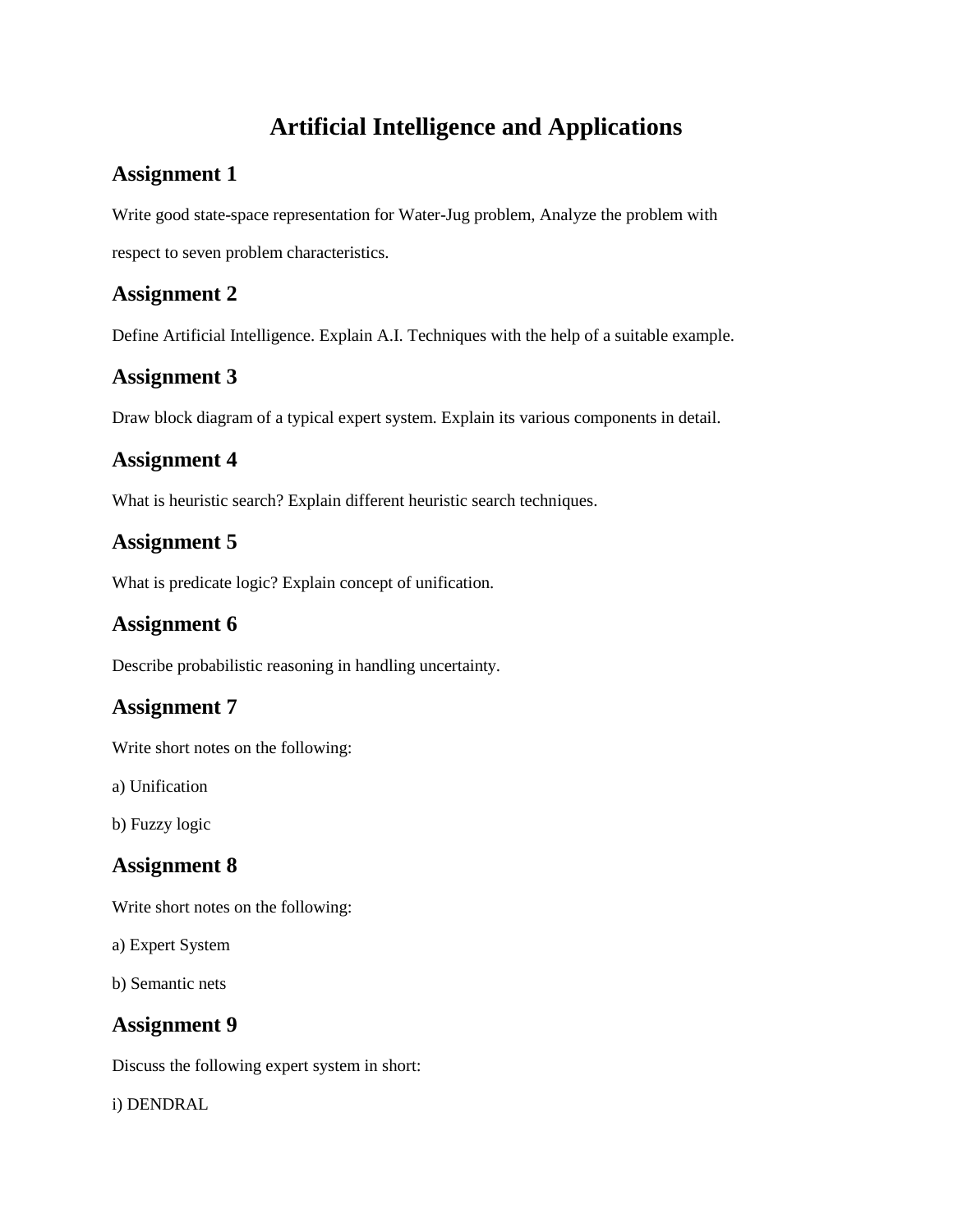# Artificial Intelligence and Applications

## Assignment 1

Write good state-space representation for Water-Jug problem, Analyze the problem with respect to seven problem characteristics.

## Assignment 2

Define Artificial Intelligence. Explain A.I. Techniques with the help of a suitable example.

## Assignment 3

Draw block diagram of a typical expert system. Explain its various components in detail.

## Assignment 4

What is heuristic search? Explain different heuristic search techniques.

## Assignment 5

What is predicate logic? Explain concept of unification.

## Assignment 6

Describe probabilistic reasoning in handling uncertainty.

## Assignment 7

Write short notes on the following:

a) Unification

b) Fuzzy logic

## Assignment 8

Write short notes on the following:

a) Expert System

b) Semantic nets

## Assignment 9

Discuss the following expert system in short:

i) DENDRAL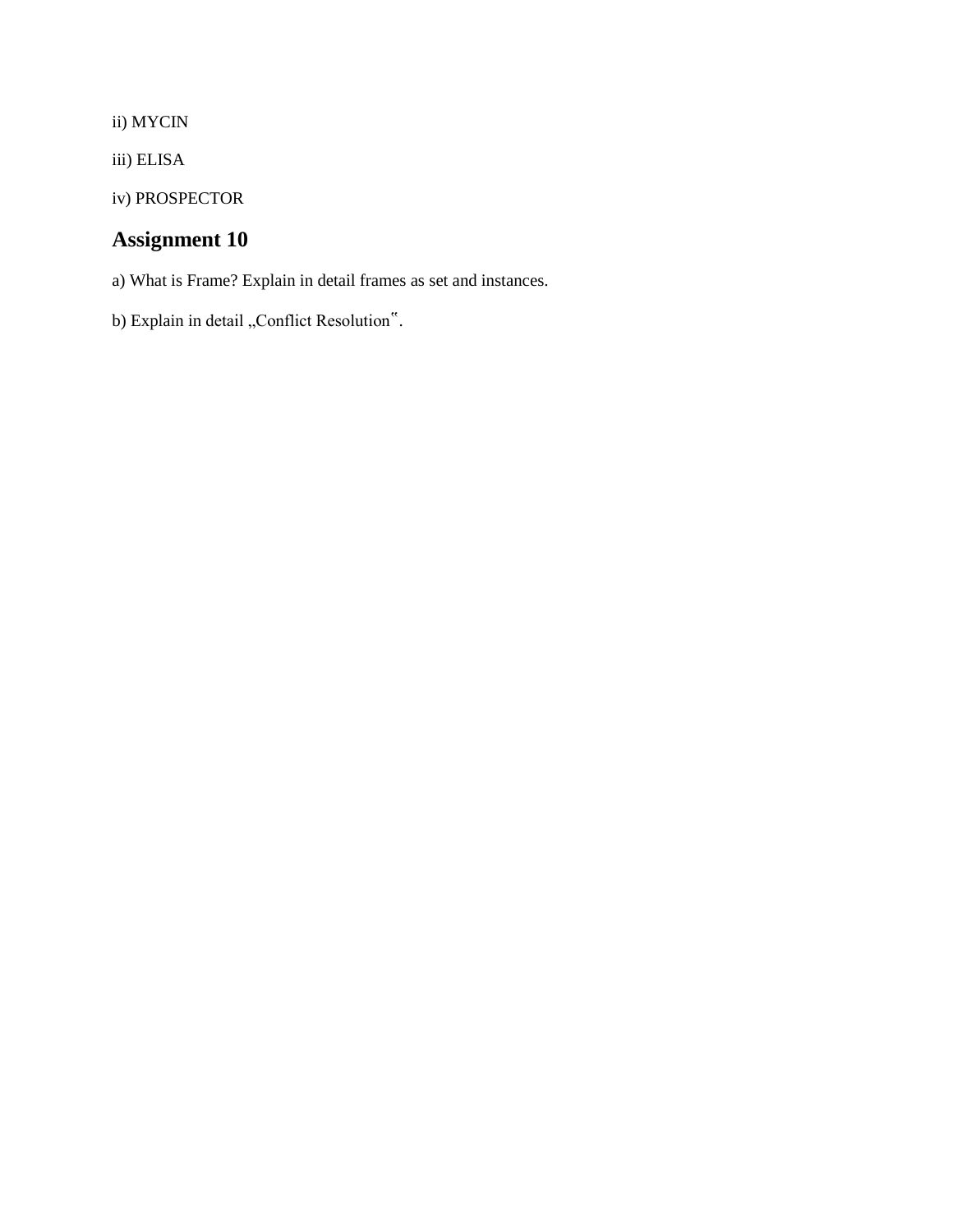ii) MYCIN

iii) ELISA

iv) PROSPECTOR

## Assignment 10

a) What is Frame? Explain in detail frames as set and instances.

b) Explain in detail „Conflict Resolution‟.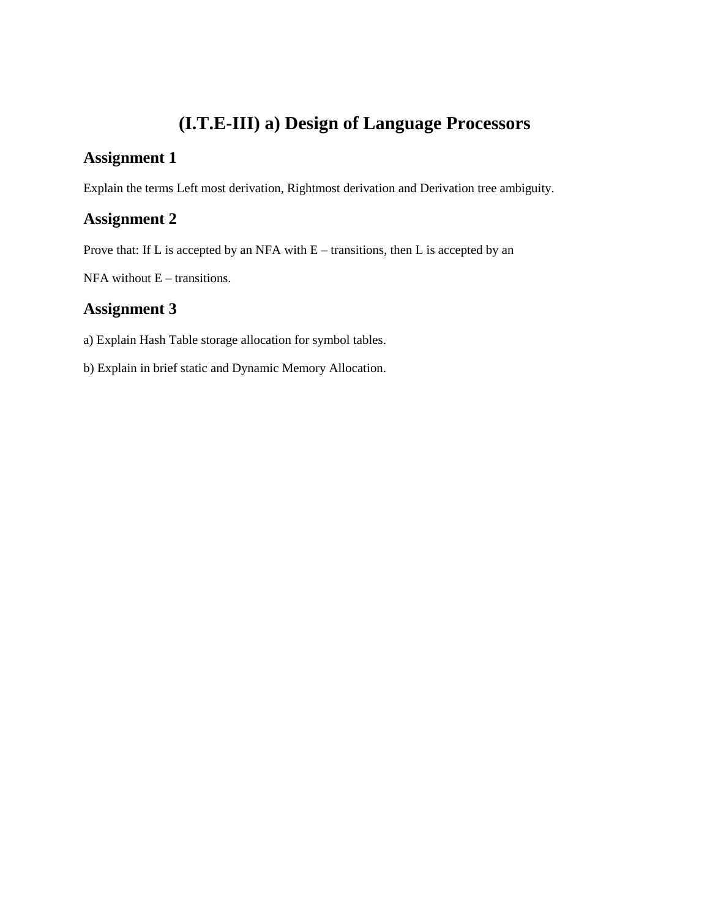# (I.T.E-III) a) Design of Language Processors

## Assignment 1

Explain the terms Left most derivation, Rightmost derivation and Derivation tree ambiguity.

## Assignment 2

Prove that: If L is accepted by an NFA with E – transitions, then L is accepted by an NFA without E – transitions.

## Assignment 3

a) Explain Hash Table storage allocation for symbol tables.

b) Explain in brief static and Dynamic Memory Allocation.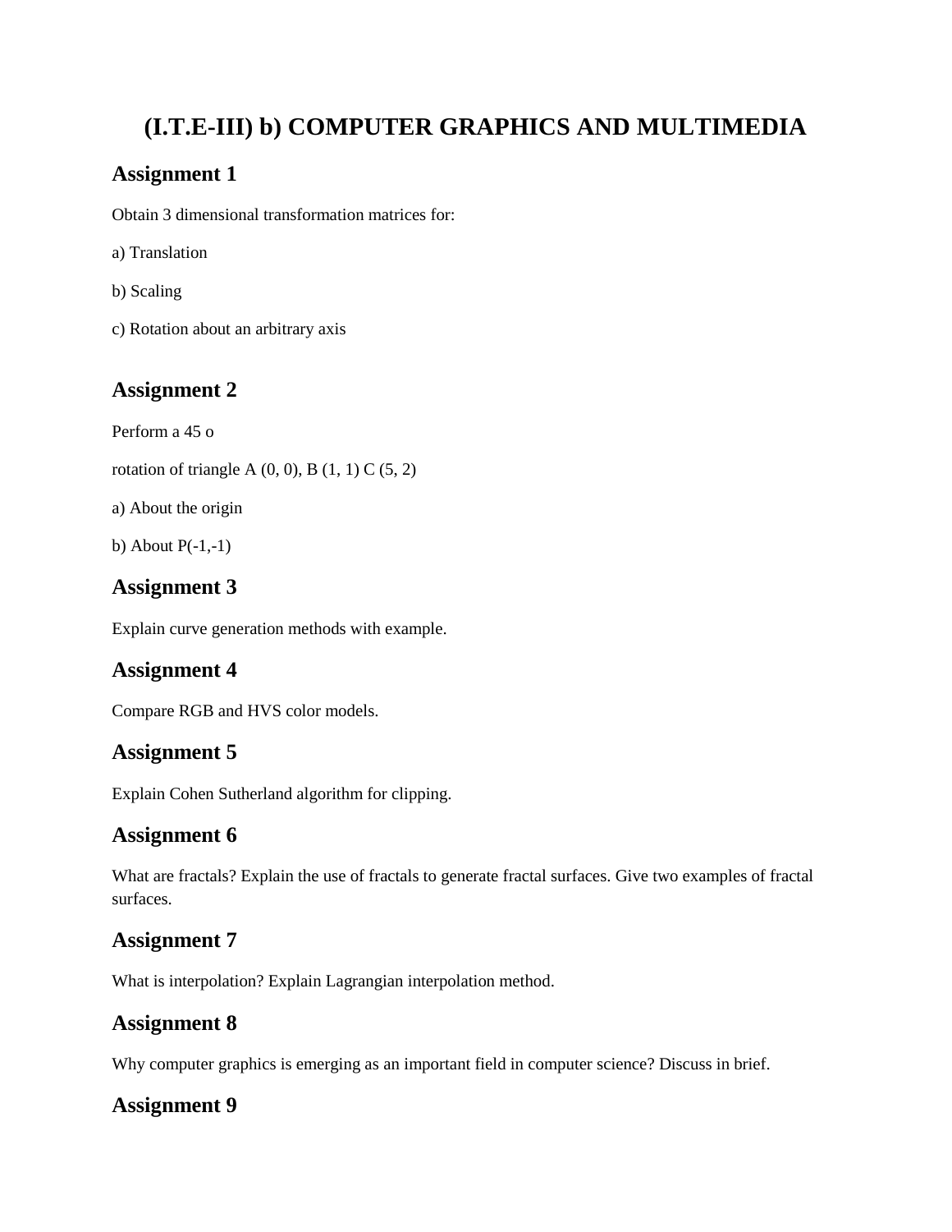# (I.T.E-III) b) COMPUTER GRAPHICS AND MULTIMEDIA

## Assignment 1

Obtain 3 dimensional transformation matrices for:

a) Translation

b) Scaling

c) Rotation about an arbitrary axis

## Assignment 2

Perform a 45 o

rotation of triangle A (0, 0), B (1, 1) C (5, 2)

a) About the origin

b) About P(-1,-1)

## Assignment 3

Explain curve generation methods with example.

## Assignment 4

Compare RGB and HVS color models.

## Assignment 5

Explain Cohen Sutherland algorithm for clipping.

## Assignment 6

What are fractals? Explain the use of fractals to generate fractal surfaces. Give two examples of fractal surfaces.

## Assignment 7

What is interpolation? Explain Lagrangian interpolation method.

## Assignment 8

Why computer graphics is emerging as an important field in computer science? Discuss in brief.

## Assignment 9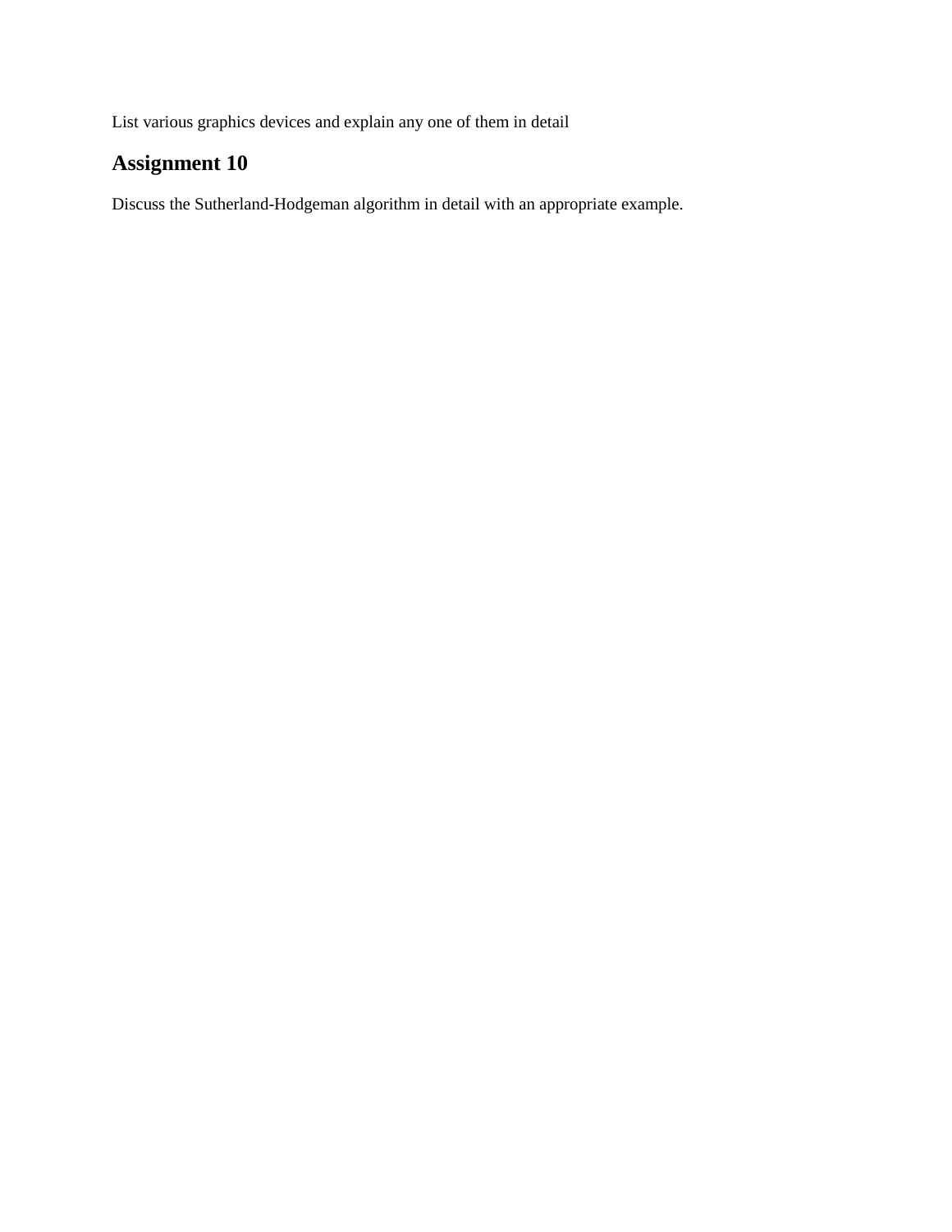List various graphics devices and explain any one of them in detail

## Assignment 10

Discuss the Sutherland-Hodgeman algorithm in detail with an appropriate example.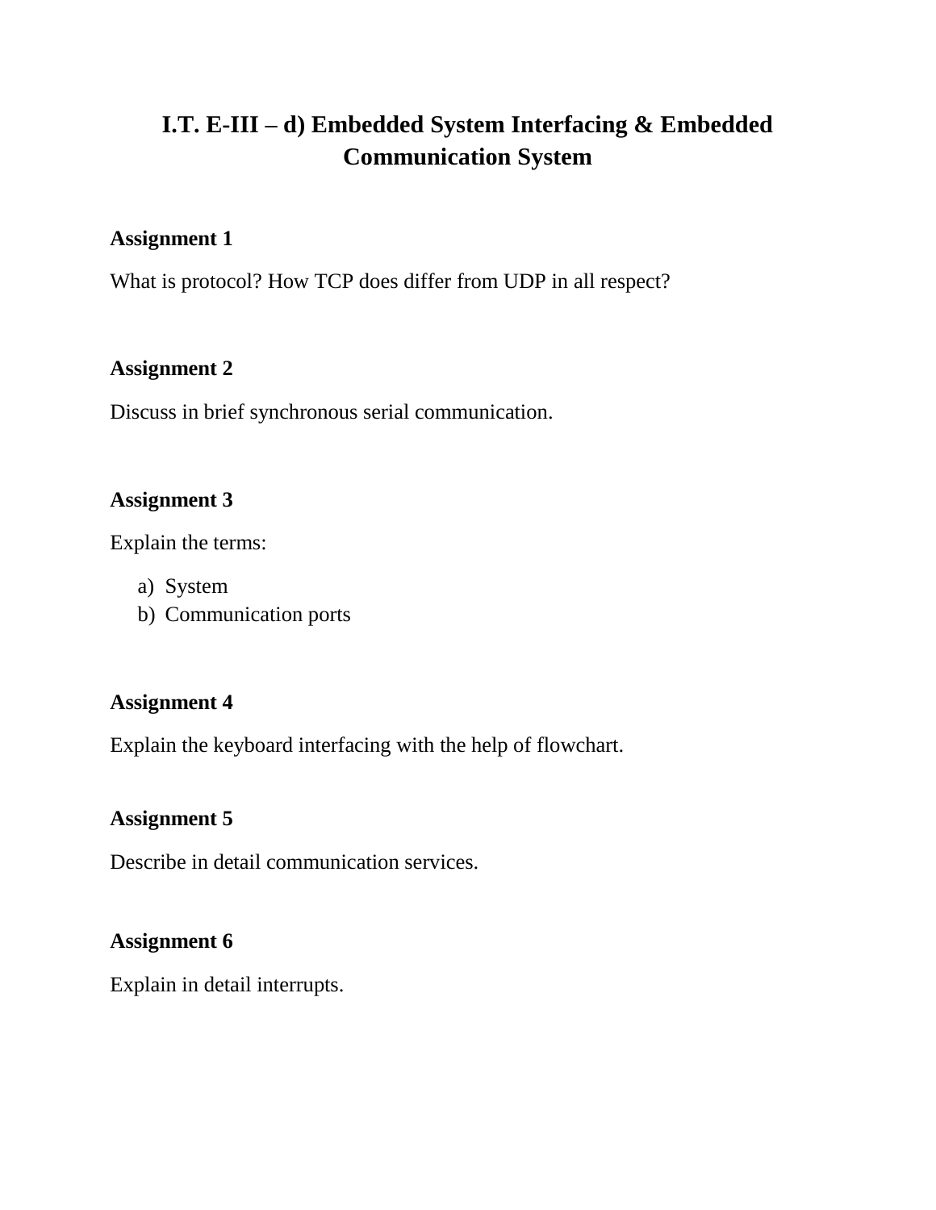# I.T. E-III – d) Embedded System Interfacing & Embedded Communication System

**Assignment 1**

What is protocol? How TCP does differ from UDP in all respect?

**Assignment 2**

Discuss in brief synchronous serial communication.

**Assignment 3**

Explain the terms:

a) System
b) Communication ports

**Assignment 4**

Explain the keyboard interfacing with the help of flowchart.

**Assignment 5**

Describe in detail communication services.

**Assignment 6**

Explain in detail interrupts.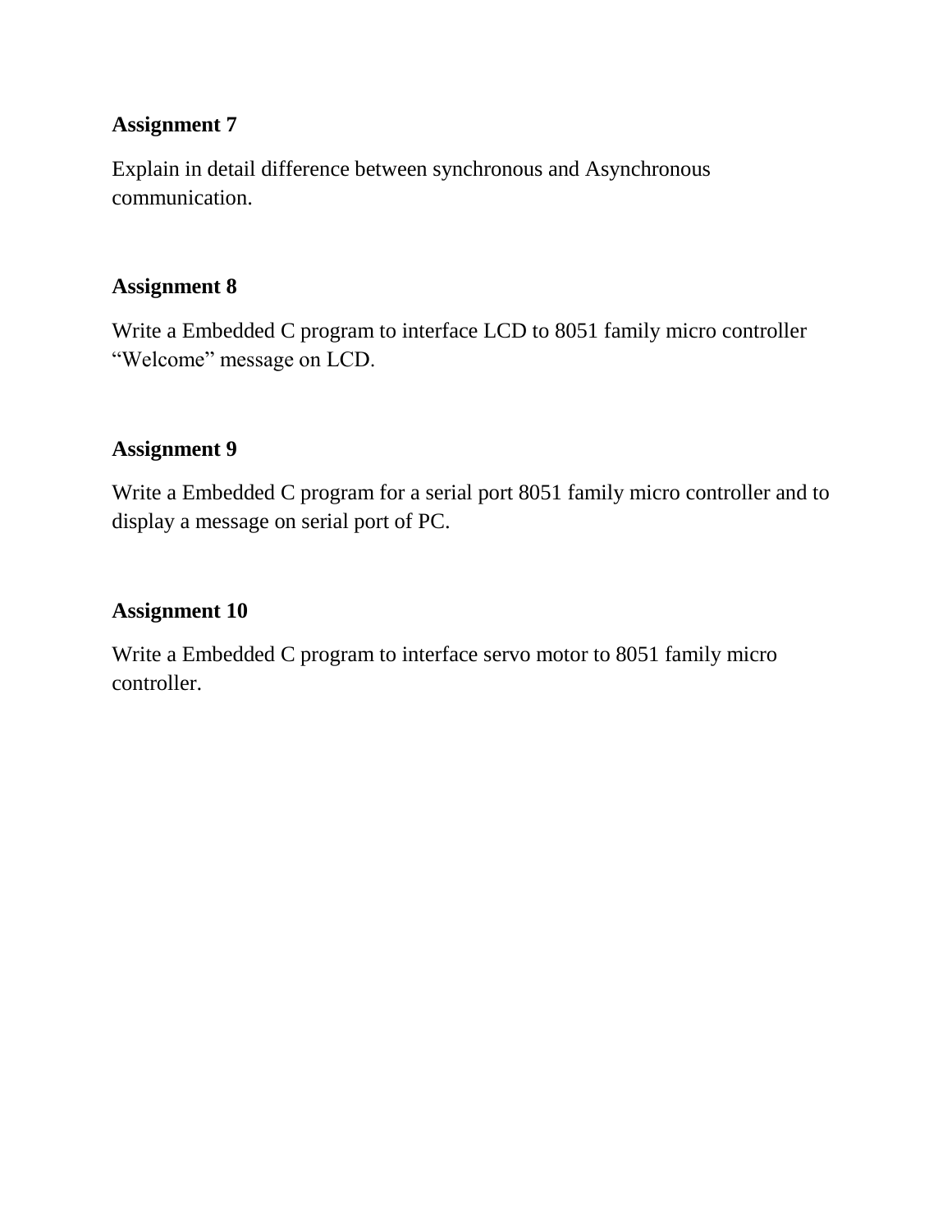**Assignment 7**

Explain in detail difference between synchronous and Asynchronous communication.

**Assignment 8**

Write a Embedded C program to interface LCD to 8051 family micro controller "Welcome" message on LCD.

**Assignment 9**

Write a Embedded C program for a serial port 8051 family micro controller and to display a message on serial port of PC.

**Assignment 10**

Write a Embedded C program to interface servo motor to 8051 family micro controller.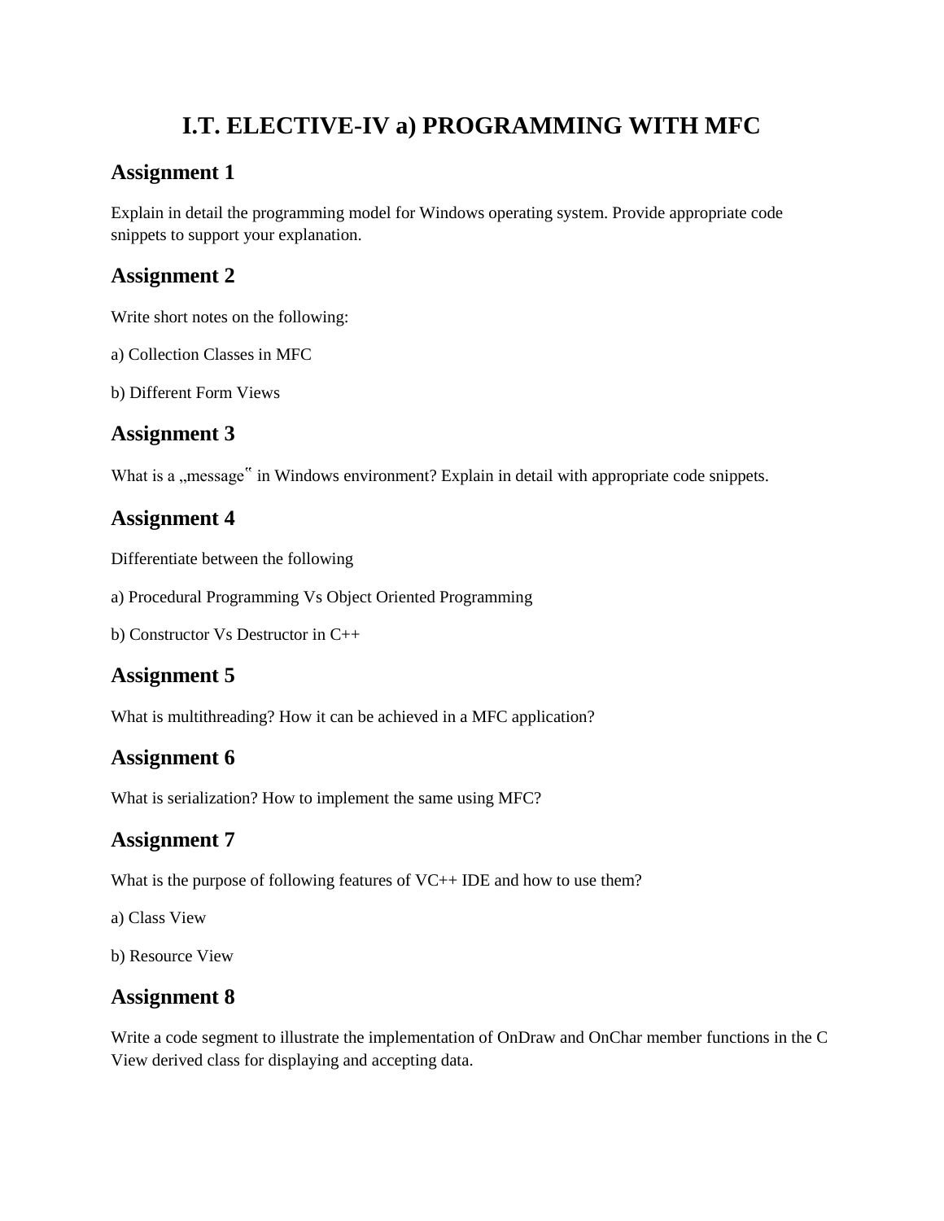# I.T. ELECTIVE-IV a) PROGRAMMING WITH MFC

## Assignment 1

Explain in detail the programming model for Windows operating system. Provide appropriate code snippets to support your explanation.

## Assignment 2

Write short notes on the following:

a) Collection Classes in MFC

b) Different Form Views

## Assignment 3

What is a „message" in Windows environment? Explain in detail with appropriate code snippets.

## Assignment 4

Differentiate between the following

a) Procedural Programming Vs Object Oriented Programming

b) Constructor Vs Destructor in C++

## Assignment 5

What is multithreading? How it can be achieved in a MFC application?

## Assignment 6

What is serialization? How to implement the same using MFC?

## Assignment 7

What is the purpose of following features of VC++ IDE and how to use them?

a) Class View

b) Resource View

## Assignment 8

Write a code segment to illustrate the implementation of OnDraw and OnChar member functions in the C View derived class for displaying and accepting data.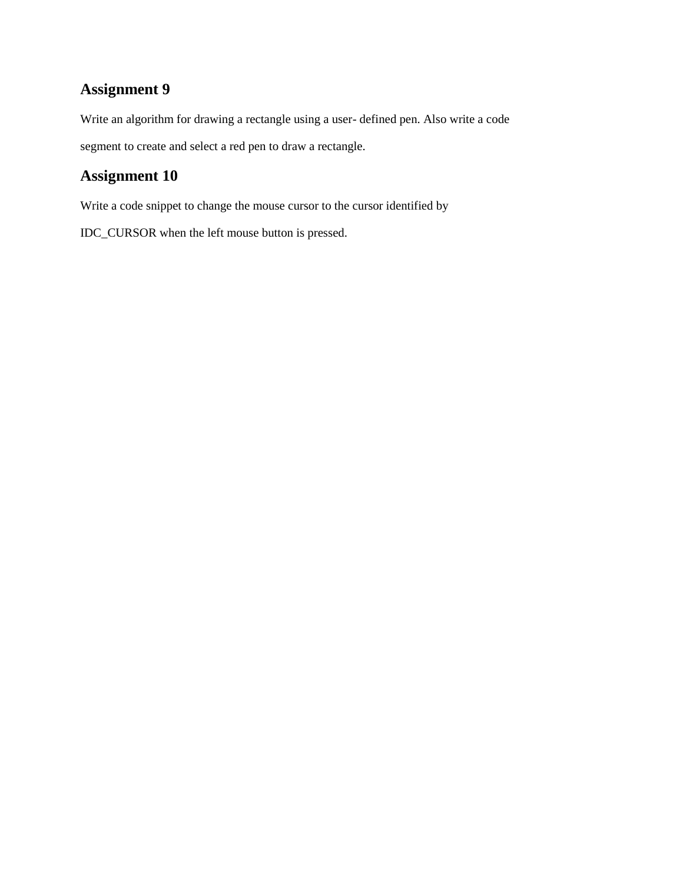## Assignment 9

Write an algorithm for drawing a rectangle using a user- defined pen. Also write a code segment to create and select a red pen to draw a rectangle.

## Assignment 10

Write a code snippet to change the mouse cursor to the cursor identified by IDC_CURSOR when the left mouse button is pressed.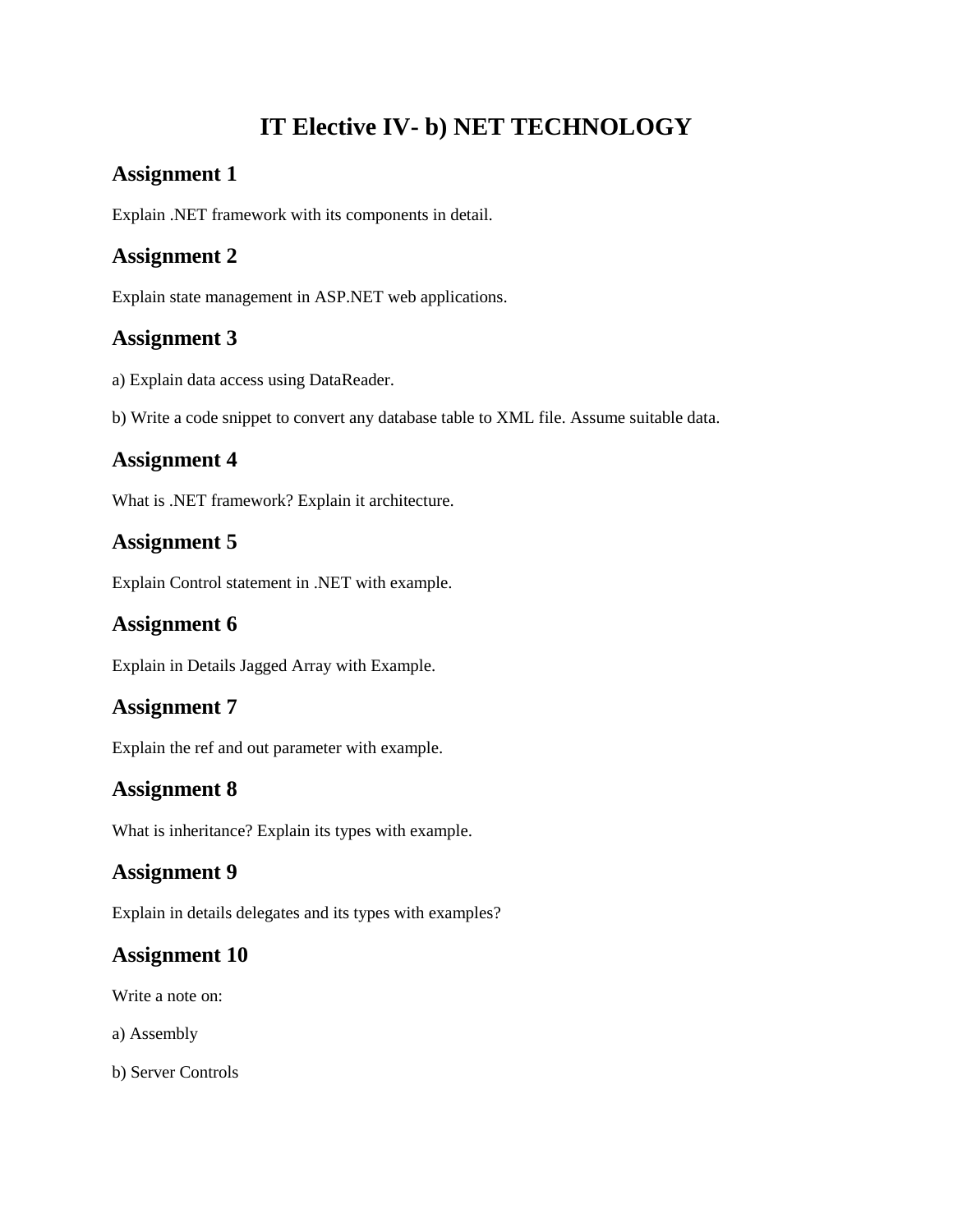# IT Elective IV- b) NET TECHNOLOGY

## Assignment 1

Explain .NET framework with its components in detail.

## Assignment 2

Explain state management in ASP.NET web applications.

## Assignment 3

a) Explain data access using DataReader.

b) Write a code snippet to convert any database table to XML file. Assume suitable data.

## Assignment 4

What is .NET framework? Explain it architecture.

## Assignment 5

Explain Control statement in .NET with example.

## Assignment 6

Explain in Details Jagged Array with Example.

## Assignment 7

Explain the ref and out parameter with example.

## Assignment 8

What is inheritance? Explain its types with example.

## Assignment 9

Explain in details delegates and its types with examples?

## Assignment 10

Write a note on:

a) Assembly

b) Server Controls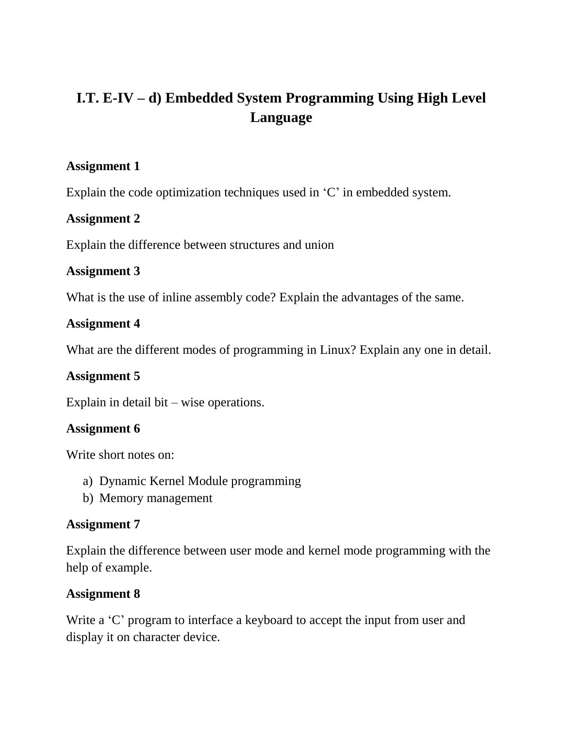# I.T. E-IV – d) Embedded System Programming Using High Level Language

**Assignment 1**

Explain the code optimization techniques used in ‘C’ in embedded system.

**Assignment 2**

Explain the difference between structures and union

**Assignment 3**

What is the use of inline assembly code? Explain the advantages of the same.

**Assignment 4**

What are the different modes of programming in Linux? Explain any one in detail.

**Assignment 5**

Explain in detail bit – wise operations.

**Assignment 6**

Write short notes on:

a) Dynamic Kernel Module programming
b) Memory management

**Assignment 7**

Explain the difference between user mode and kernel mode programming with the help of example.

**Assignment 8**

Write a ‘C’ program to interface a keyboard to accept the input from user and display it on character device.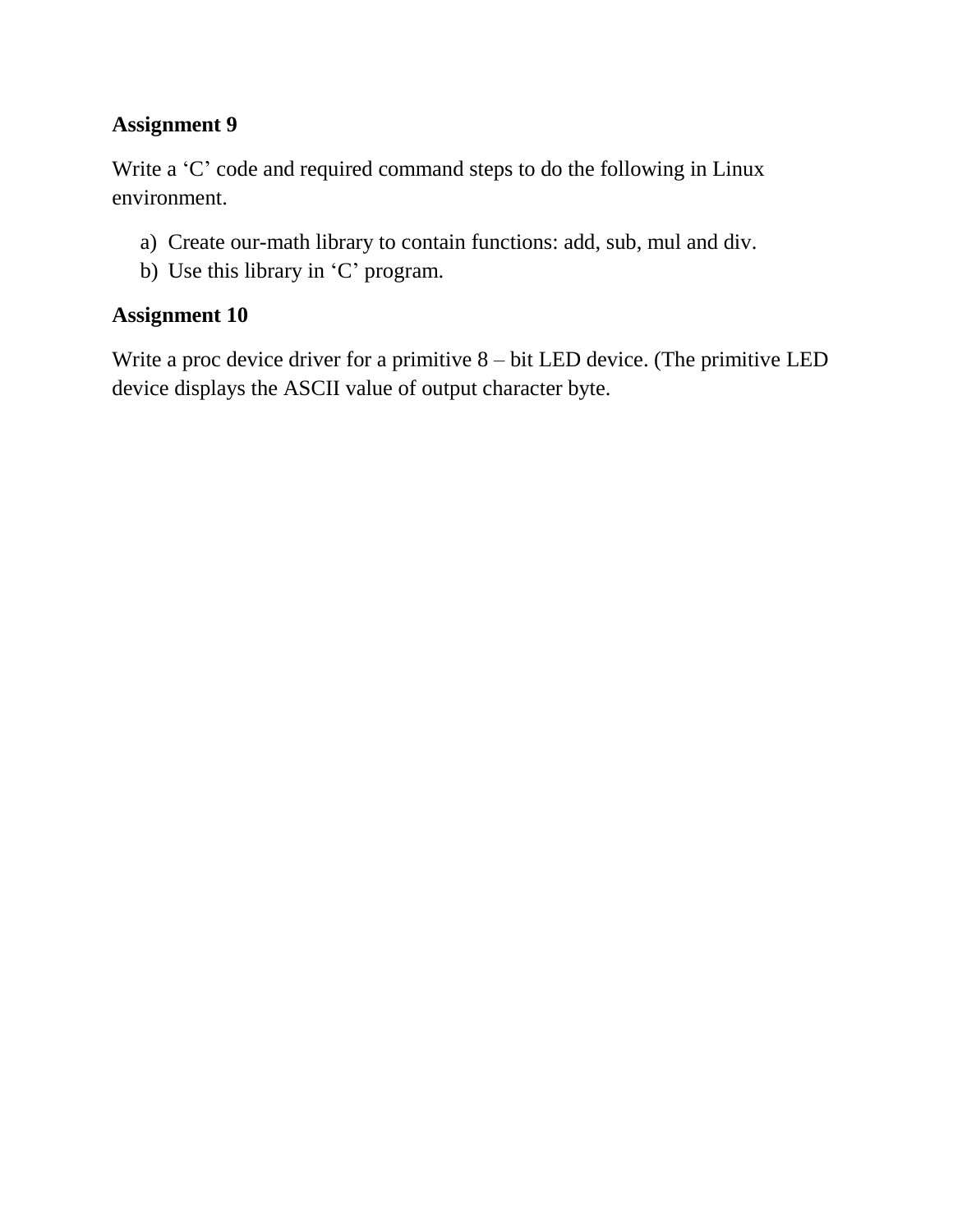**Assignment 9**

Write a ‘C’ code and required command steps to do the following in Linux environment.

a) Create our-math library to contain functions: add, sub, mul and div.
b) Use this library in ‘C’ program.

**Assignment 10**

Write a proc device driver for a primitive 8 – bit LED device. (The primitive LED device displays the ASCII value of output character byte.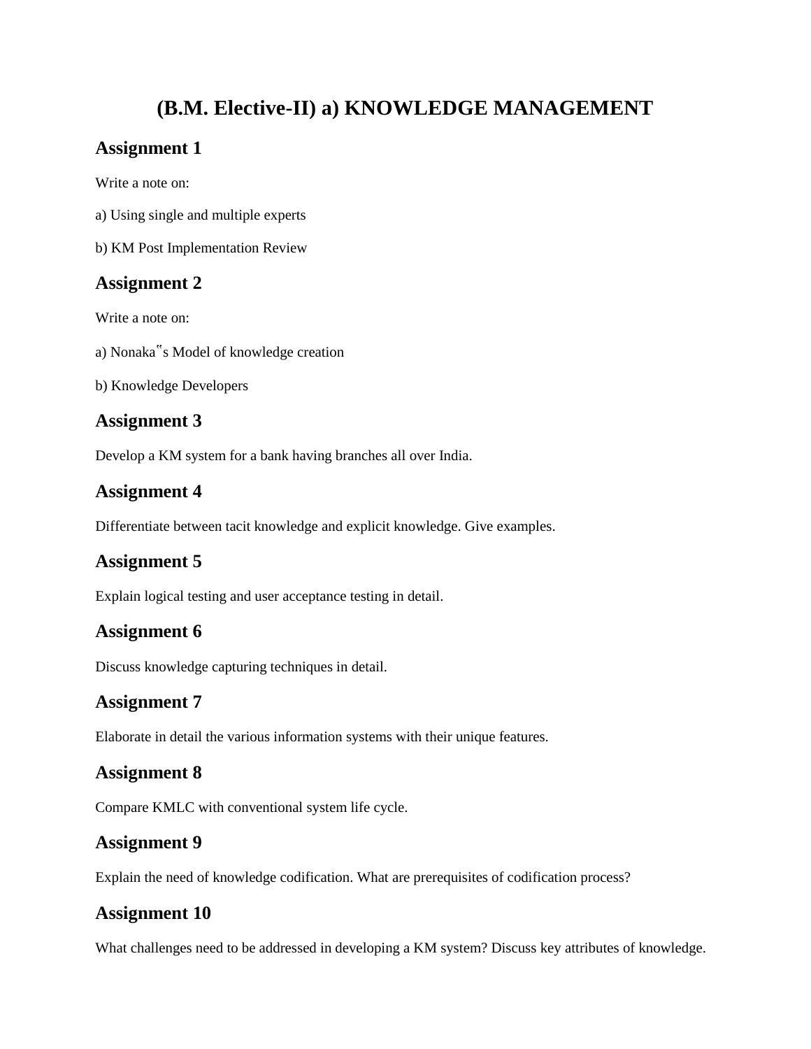# (B.M. Elective-II) a) KNOWLEDGE MANAGEMENT

## Assignment 1

Write a note on:

a) Using single and multiple experts

b) KM Post Implementation Review

## Assignment 2

Write a note on:

a) Nonaka‟s Model of knowledge creation

b) Knowledge Developers

## Assignment 3

Develop a KM system for a bank having branches all over India.

## Assignment 4

Differentiate between tacit knowledge and explicit knowledge. Give examples.

## Assignment 5

Explain logical testing and user acceptance testing in detail.

## Assignment 6

Discuss knowledge capturing techniques in detail.

## Assignment 7

Elaborate in detail the various information systems with their unique features.

## Assignment 8

Compare KMLC with conventional system life cycle.

## Assignment 9

Explain the need of knowledge codification. What are prerequisites of codification process?

## Assignment 10

What challenges need to be addressed in developing a KM system? Discuss key attributes of knowledge.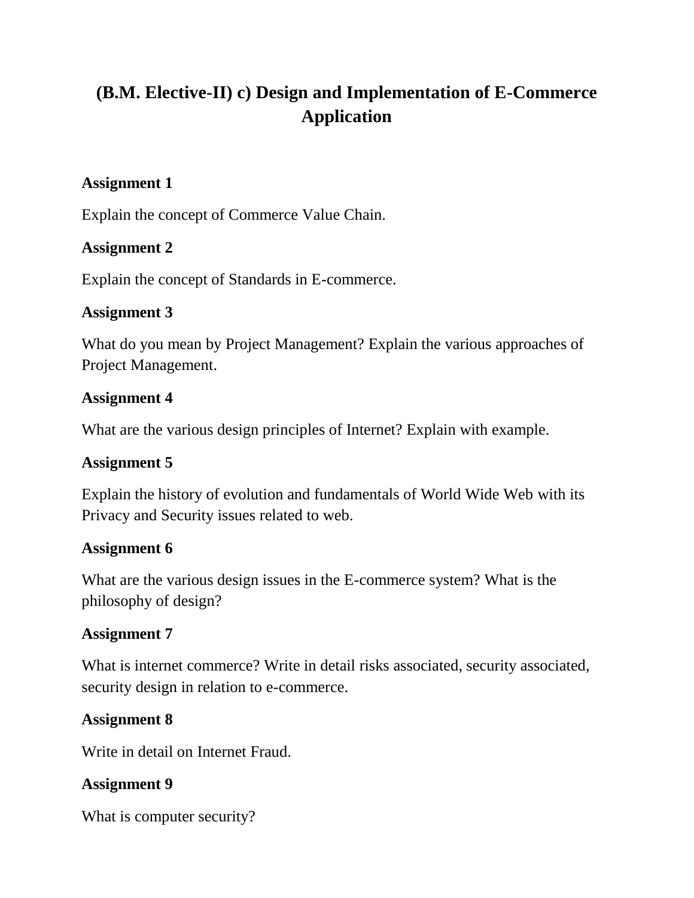# (B.M. Elective-II) c) Design and Implementation of E-Commerce Application

**Assignment 1**

Explain the concept of Commerce Value Chain.

**Assignment 2**

Explain the concept of Standards in E-commerce.

**Assignment 3**

What do you mean by Project Management? Explain the various approaches of Project Management.

**Assignment 4**

What are the various design principles of Internet? Explain with example.

**Assignment 5**

Explain the history of evolution and fundamentals of World Wide Web with its Privacy and Security issues related to web.

**Assignment 6**

What are the various design issues in the E-commerce system? What is the philosophy of design?

**Assignment 7**

What is internet commerce? Write in detail risks associated, security associated, security design in relation to e-commerce.

**Assignment 8**

Write in detail on Internet Fraud.

**Assignment 9**

What is computer security?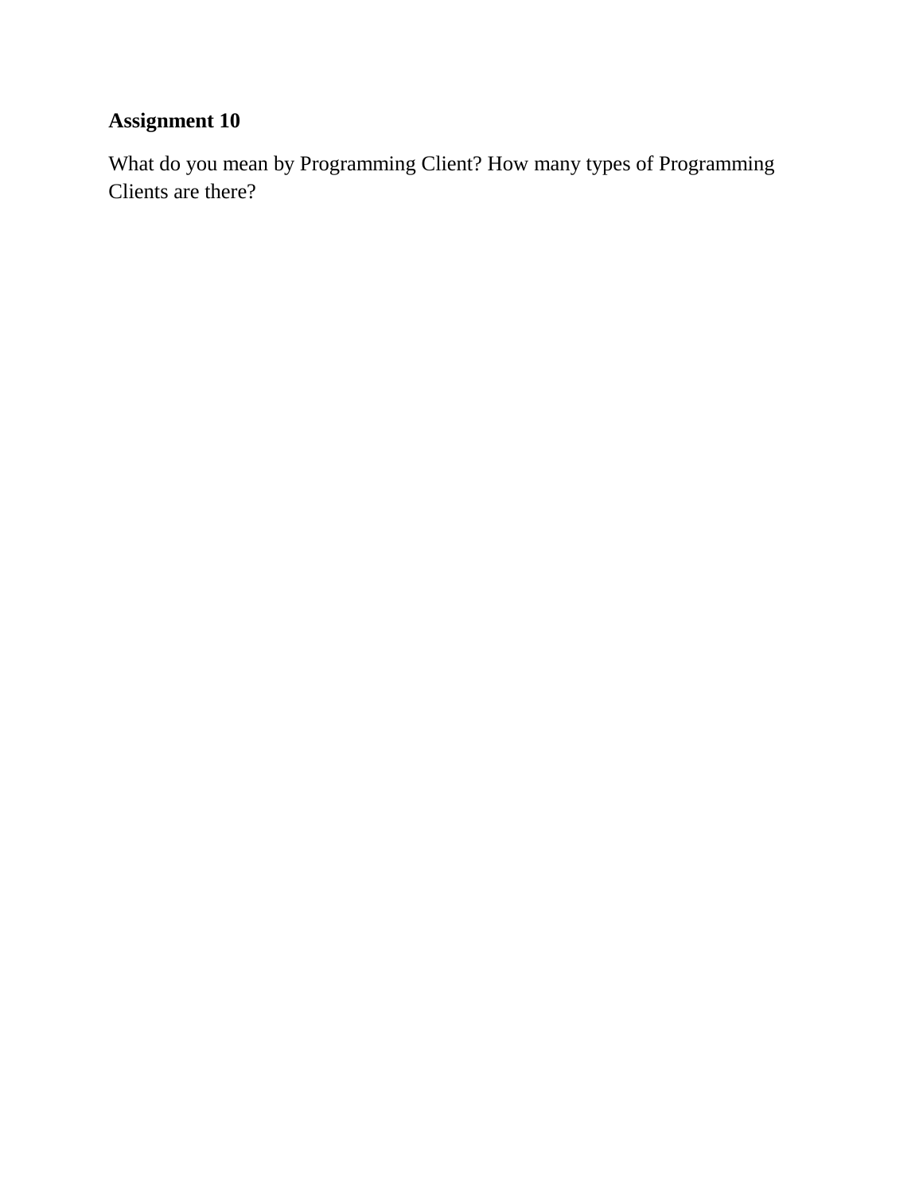**Assignment 10**

What do you mean by Programming Client? How many types of Programming Clients are there?